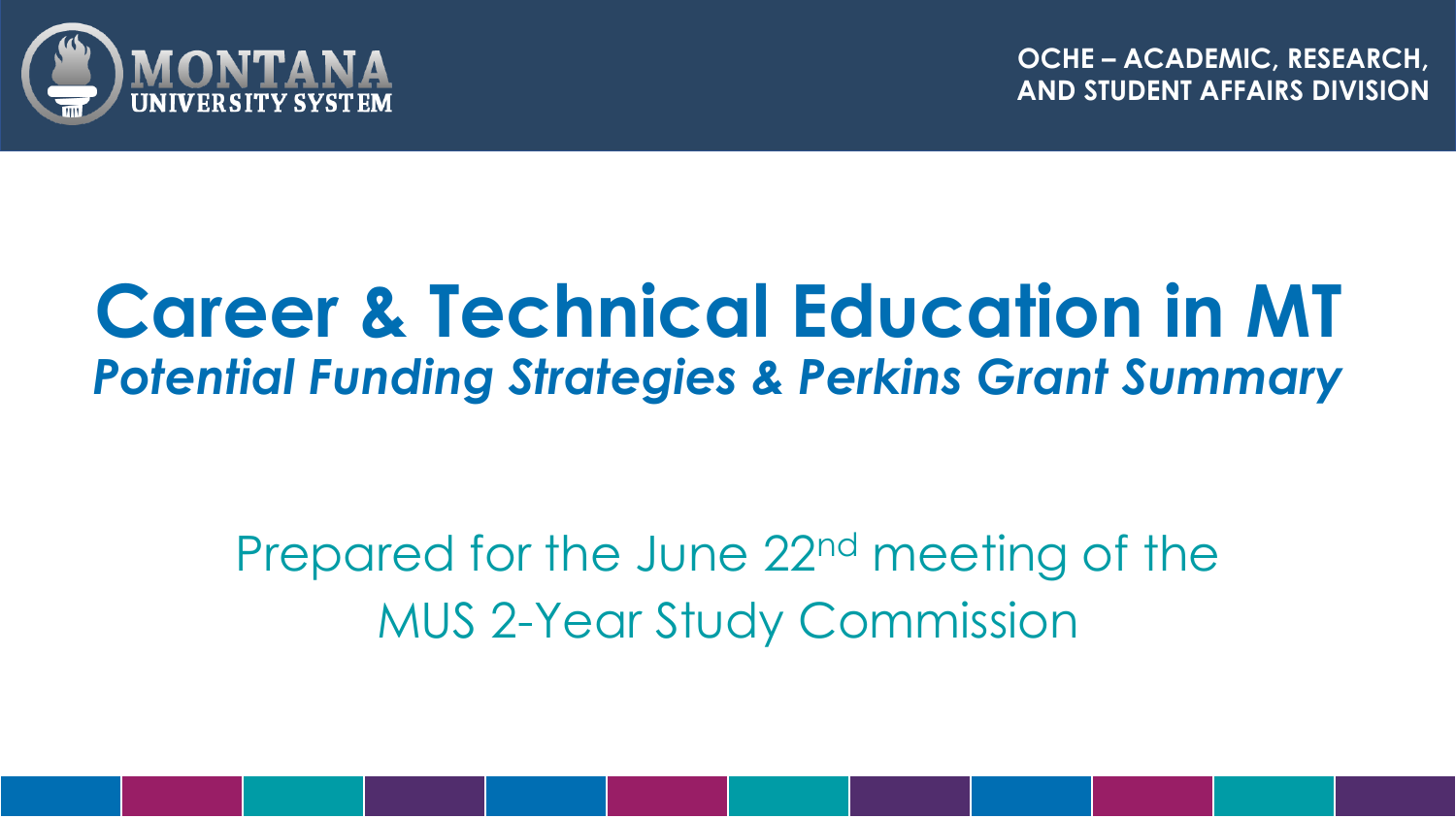MONTANA UNIVERSITY SYSTEM

OCHE – ACADEMIC, RESEARCH, AND STUDENT AFFAIRS DIVISION

# Career & Technical Education in MT

## *Potential Funding Strategies & Perkins Grant Summary*

Prepared for the June 22nd meeting of the MUS 2-Year Study Commission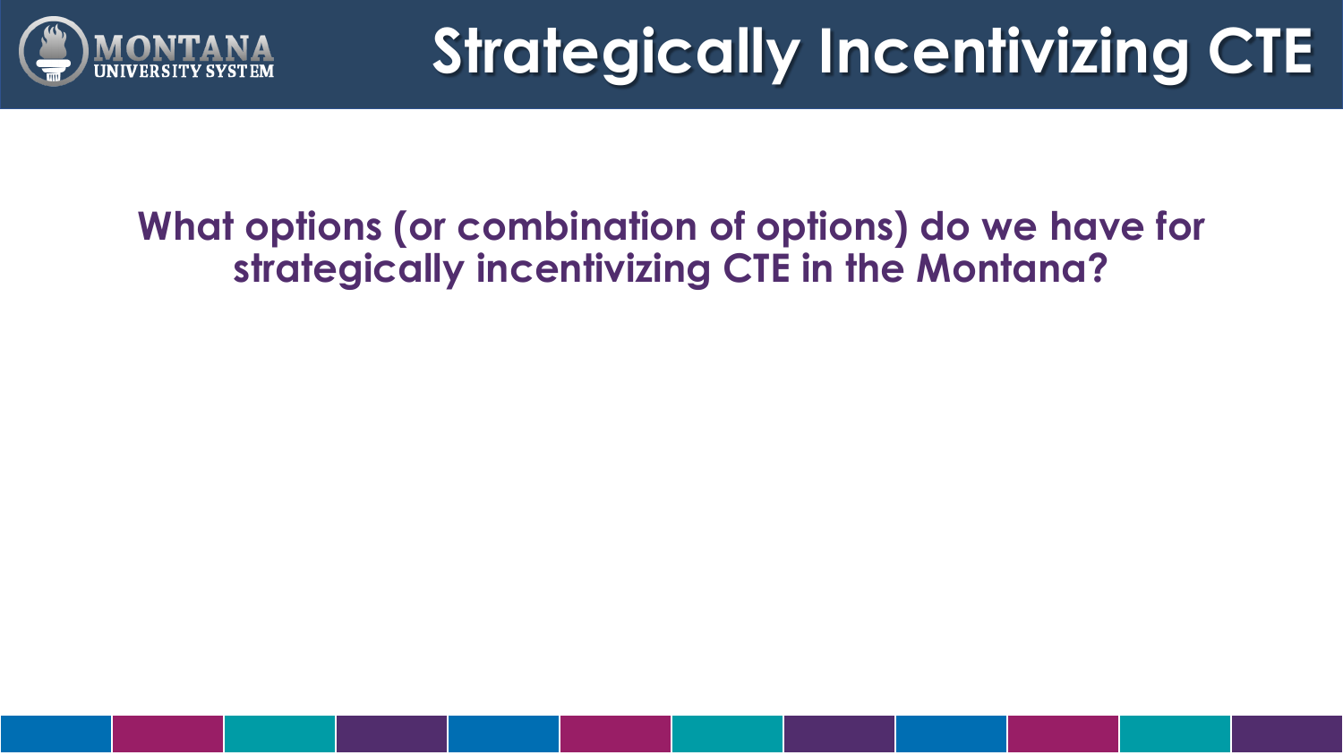# Strategically Incentivizing CTE

**What options (or combination of options) do we have for strategically incentivizing CTE in the Montana?**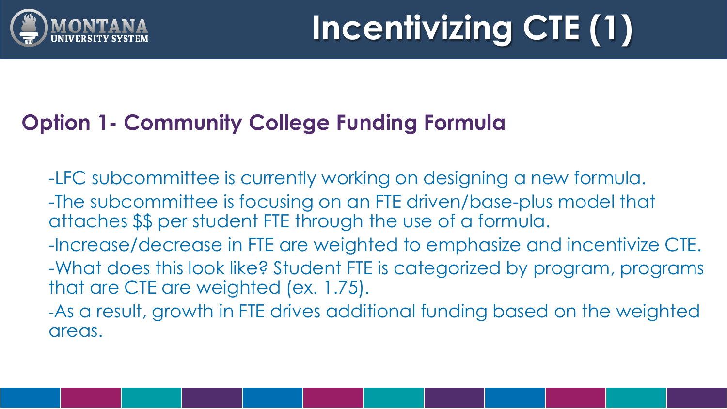# Incentivizing CTE (1)

## Option 1- Community College Funding Formula

- LFC subcommittee is currently working on designing a new formula.
- The subcommittee is focusing on an FTE driven/base-plus model that attaches $$ per student FTE through the use of a formula.
- Increase/decrease in FTE are weighted to emphasize and incentivize CTE.
- What does this look like? Student FTE is categorized by program, programs that are CTE are weighted (ex. 1.75).
- As a result, growth in FTE drives additional funding based on the weighted areas.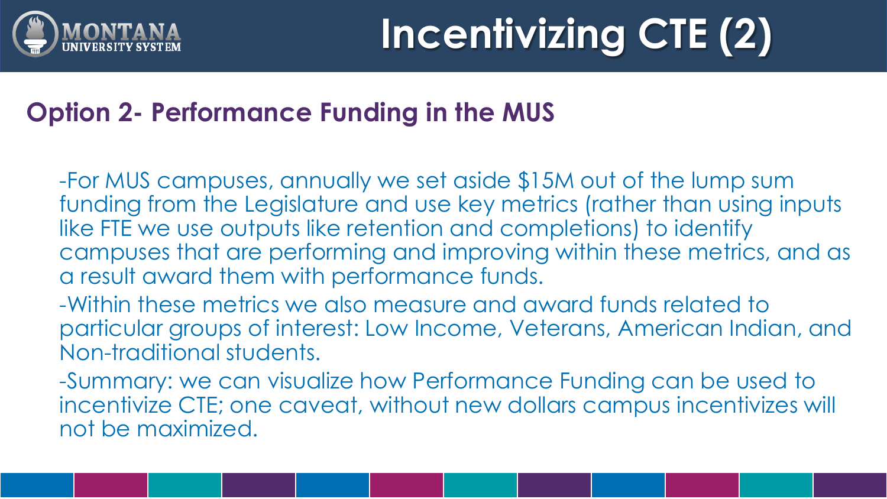# Incentivizing CTE (2)

## Option 2- Performance Funding in the MUS

-For MUS campuses, annually we set aside $15M out of the lump sum funding from the Legislature and use key metrics (rather than using inputs like FTE we use outputs like retention and completions) to identify campuses that are performing and improving within these metrics, and as a result award them with performance funds.

-Within these metrics we also measure and award funds related to particular groups of interest: Low Income, Veterans, American Indian, and Non-traditional students.

-Summary: we can visualize how Performance Funding can be used to incentivize CTE; one caveat, without new dollars campus incentivizes will not be maximized.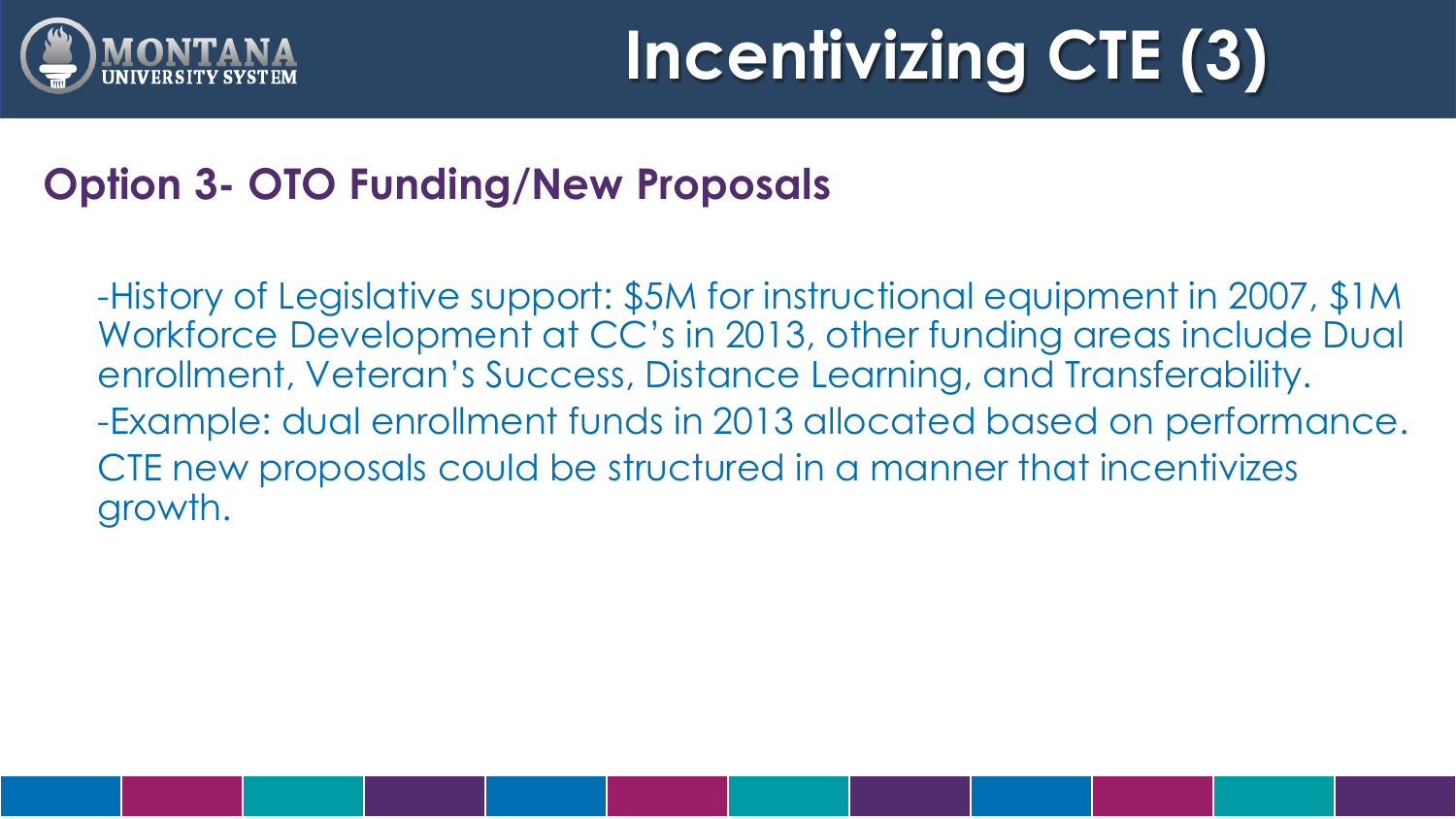# Incentivizing CTE (3)

## Option 3- OTO Funding/New Proposals

-History of Legislative support: $5M for instructional equipment in 2007, $1M Workforce Development at CC's in 2013, other funding areas include Dual enrollment, Veteran's Success, Distance Learning, and Transferability.

-Example: dual enrollment funds in 2013 allocated based on performance. CTE new proposals could be structured in a manner that incentivizes growth.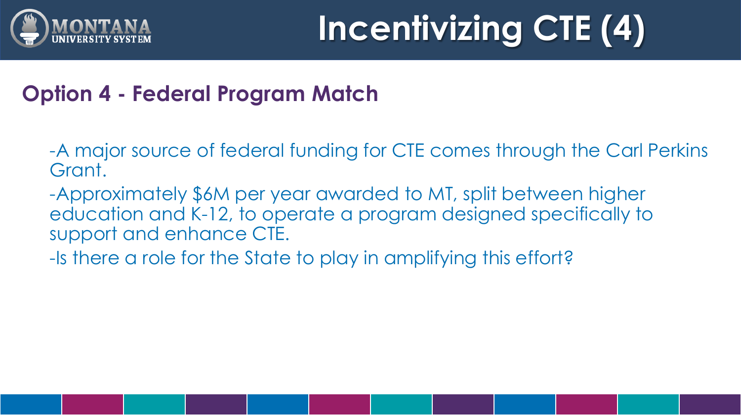# Incentivizing CTE (4)

## Option 4 - Federal Program Match

-A major source of federal funding for CTE comes through the Carl Perkins Grant.

-Approximately $6M per year awarded to MT, split between higher education and K-12, to operate a program designed specifically to support and enhance CTE.

-Is there a role for the State to play in amplifying this effort?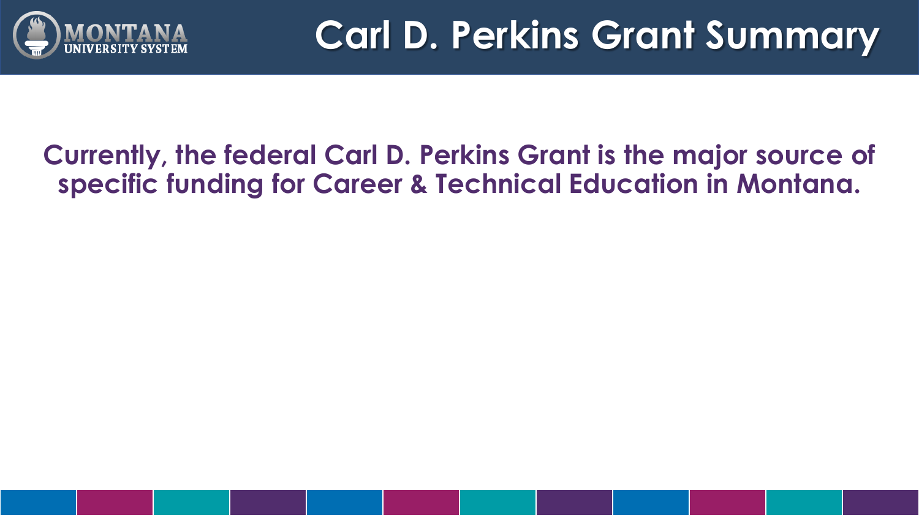# Carl D. Perkins Grant Summary

**Currently, the federal Carl D. Perkins Grant is the major source of specific funding for Career & Technical Education in Montana.**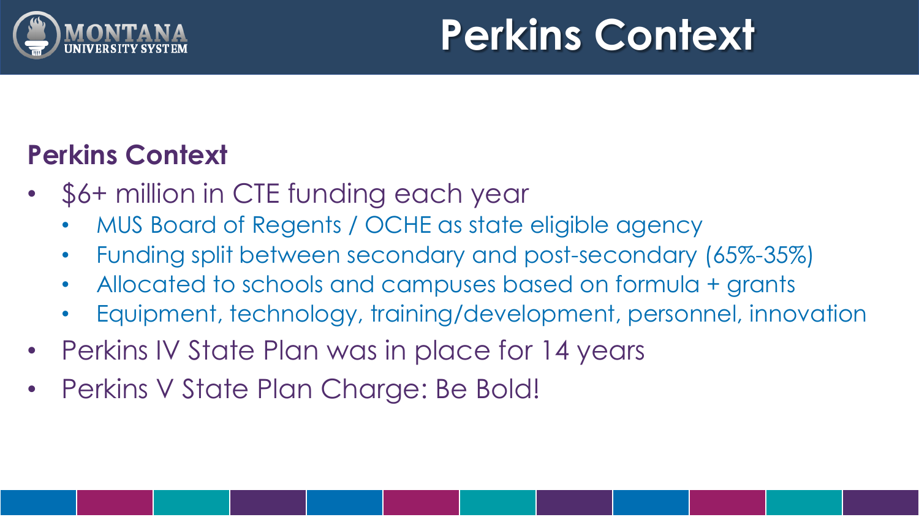# Perkins Context

## Perkins Context

- $6+ million in CTE funding each year
  - MUS Board of Regents / OCHE as state eligible agency
  - Funding split between secondary and post-secondary (65%-35%)
  - Allocated to schools and campuses based on formula + grants
  - Equipment, technology, training/development, personnel, innovation
- Perkins IV State Plan was in place for 14 years
- Perkins V State Plan Charge: Be Bold!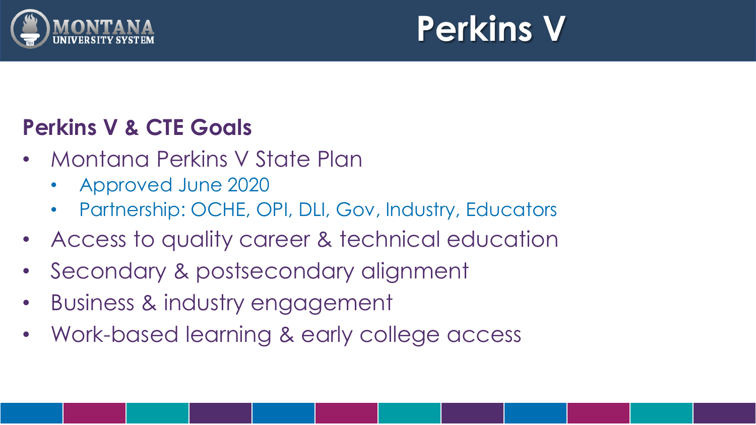# Perkins V

## Perkins V & CTE Goals

- Montana Perkins V State Plan
  - Approved June 2020
  - Partnership: OCHE, OPI, DLI, Gov, Industry, Educators
- Access to quality career & technical education
- Secondary & postsecondary alignment
- Business & industry engagement
- Work-based learning & early college access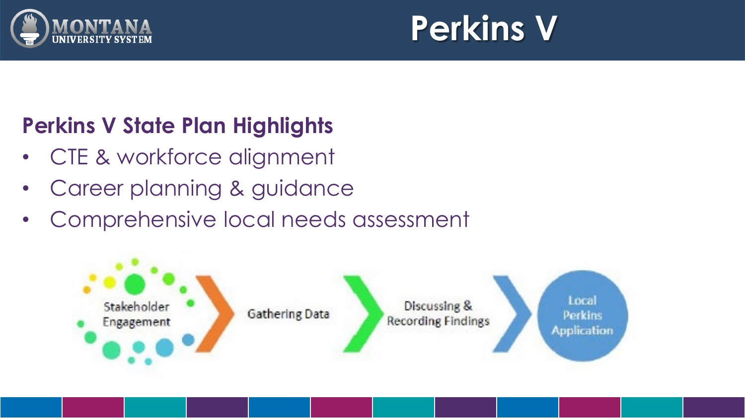# Perkins V

## Perkins V State Plan Highlights

- CTE & workforce alignment
- Career planning & guidance
- Comprehensive local needs assessment

Stakeholder Engagement → Gathering Data → Discussing & Recording Findings → Local Perkins Application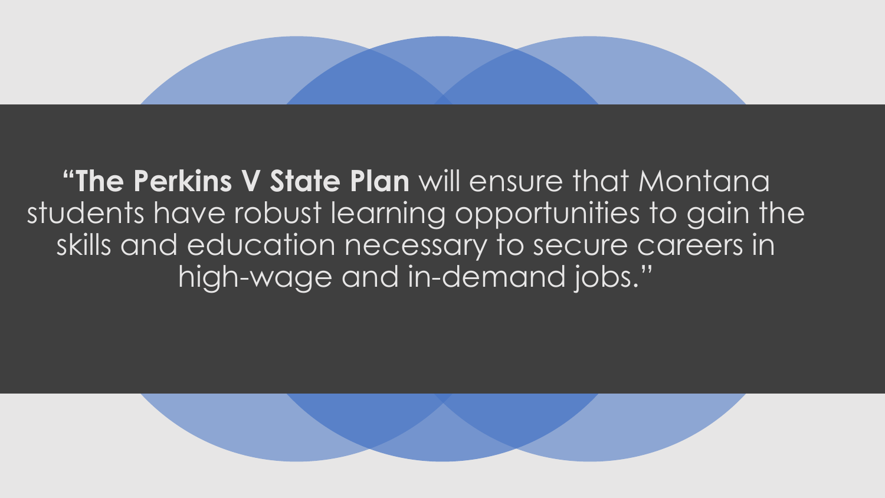“**The Perkins V State Plan** will ensure that Montana students have robust learning opportunities to gain the skills and education necessary to secure careers in high-wage and in-demand jobs.”